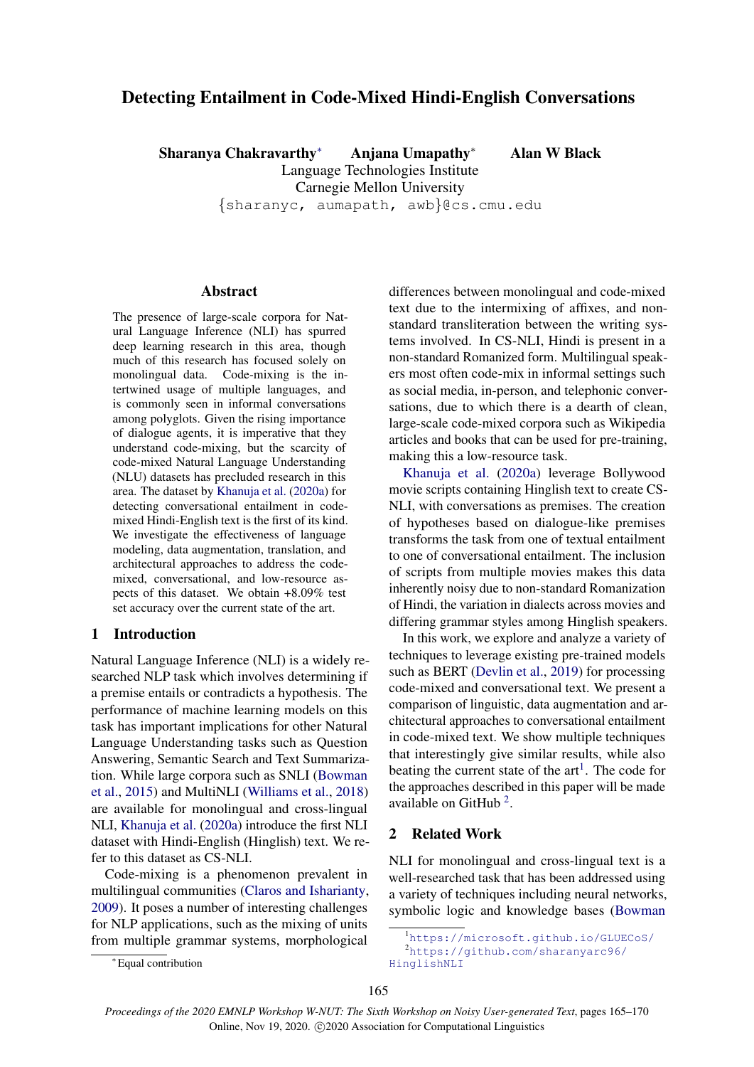# Detecting Entailment in Code-Mixed Hindi-English Conversations

**Sharanya Chakravarthy*** **Anjana Umapathy*** **Alan W Black**

Language Technologies Institute
Carnegie Mellon University
{sharanyc, aumapath, awb}@cs.cmu.edu

## Abstract

The presence of large-scale corpora for Natural Language Inference (NLI) has spurred deep learning research in this area, though much of this research has focused solely on monolingual data. Code-mixing is the intertwined usage of multiple languages, and is commonly seen in informal conversations among polyglots. Given the rising importance of dialogue agents, it is imperative that they understand code-mixing, but the scarcity of code-mixed Natural Language Understanding (NLU) datasets has precluded research in this area. The dataset by Khanuja et al. (2020a) for detecting conversational entailment in code-mixed Hindi-English text is the first of its kind. We investigate the effectiveness of language modeling, data augmentation, translation, and architectural approaches to address the code-mixed, conversational, and low-resource aspects of this dataset. We obtain +8.09% test set accuracy over the current state of the art.

## 1 Introduction

Natural Language Inference (NLI) is a widely researched NLP task which involves determining if a premise entails or contradicts a hypothesis. The performance of machine learning models on this task has important implications for other Natural Language Understanding tasks such as Question Answering, Semantic Search and Text Summarization. While large corpora such as SNLI (Bowman et al., 2015) and MultiNLI (Williams et al., 2018) are available for monolingual and cross-lingual NLI, Khanuja et al. (2020a) introduce the first NLI dataset with Hindi-English (Hinglish) text. We refer to this dataset as CS-NLI.

Code-mixing is a phenomenon prevalent in multilingual communities (Claros and Isharianty, 2009). It poses a number of interesting challenges for NLP applications, such as the mixing of units from multiple grammar systems, morphological differences between monolingual and code-mixed text due to the intermixing of affixes, and non-standard transliteration between the writing systems involved. In CS-NLI, Hindi is present in a non-standard Romanized form. Multilingual speakers most often code-mix in informal settings such as social media, in-person, and telephonic conversations, due to which there is a dearth of clean, large-scale code-mixed corpora such as Wikipedia articles and books that can be used for pre-training, making this a low-resource task.

Khanuja et al. (2020a) leverage Bollywood movie scripts containing Hinglish text to create CS-NLI, with conversations as premises. The creation of hypotheses based on dialogue-like premises transforms the task from one of textual entailment to one of conversational entailment. The inclusion of scripts from multiple movies makes this data inherently noisy due to non-standard Romanization of Hindi, the variation in dialects across movies and differing grammar styles among Hinglish speakers.

In this work, we explore and analyze a variety of techniques to leverage existing pre-trained models such as BERT (Devlin et al., 2019) for processing code-mixed and conversational text. We present a comparison of linguistic, data augmentation and architectural approaches to conversational entailment in code-mixed text. We show multiple techniques that interestingly give similar results, while also beating the current state of the art[1]. The code for the approaches described in this paper will be made available on GitHub [2].

## 2 Related Work

NLI for monolingual and cross-lingual text is a well-researched task that has been addressed using a variety of techniques including neural networks, symbolic logic and knowledge bases (Bowman

*Equal contribution

[1] https://microsoft.github.io/GLUECoS/

[2] https://github.com/sharanyarc96/HinglishNLI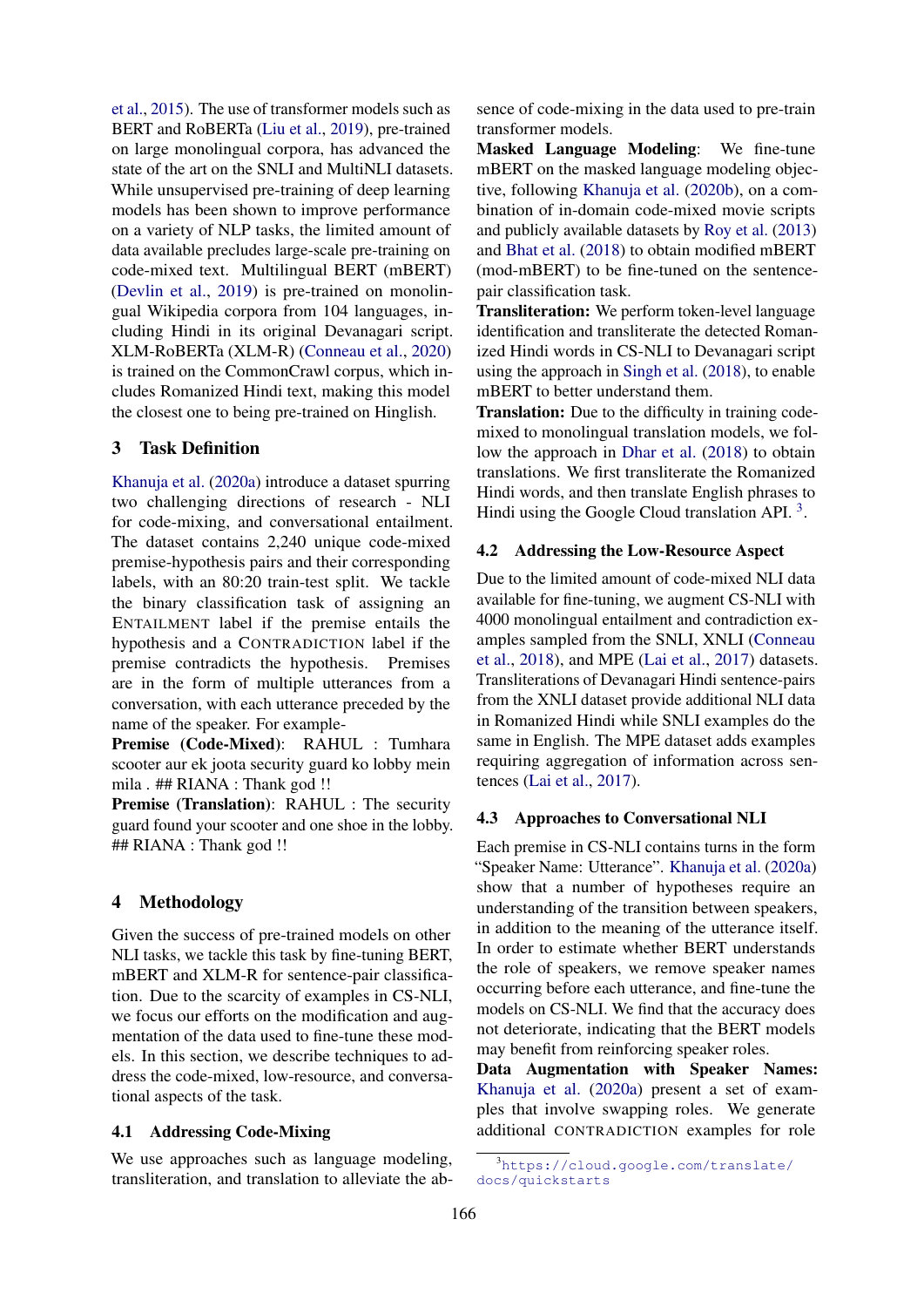et al., 2015). The use of transformer models such as BERT and RoBERTa (Liu et al., 2019), pre-trained on large monolingual corpora, has advanced the state of the art on the SNLI and MultiNLI datasets. While unsupervised pre-training of deep learning models has been shown to improve performance on a variety of NLP tasks, the limited amount of data available precludes large-scale pre-training on code-mixed text. Multilingual BERT (mBERT) (Devlin et al., 2019) is pre-trained on monolingual Wikipedia corpora from 104 languages, including Hindi in its original Devanagari script. XLM-RoBERTa (XLM-R) (Conneau et al., 2020) is trained on the CommonCrawl corpus, which includes Romanized Hindi text, making this model the closest one to being pre-trained on Hinglish.

## 3 Task Definition

Khanuja et al. (2020a) introduce a dataset spurring two challenging directions of research - NLI for code-mixing, and conversational entailment. The dataset contains 2,240 unique code-mixed premise-hypothesis pairs and their corresponding labels, with an 80:20 train-test split. We tackle the binary classification task of assigning an ENTAILMENT label if the premise entails the hypothesis and a CONTRADICTION label if the premise contradicts the hypothesis. Premises are in the form of multiple utterances from a conversation, with each utterance preceded by the name of the speaker. For example-

**Premise (Code-Mixed)**: RAHUL : Tumhara scooter aur ek joota security guard ko lobby mein mila . ## RIANA : Thank god !!

**Premise (Translation)**: RAHUL : The security guard found your scooter and one shoe in the lobby. ## RIANA : Thank god !!

## 4 Methodology

Given the success of pre-trained models on other NLI tasks, we tackle this task by fine-tuning BERT, mBERT and XLM-R for sentence-pair classification. Due to the scarcity of examples in CS-NLI, we focus our efforts on the modification and augmentation of the data used to fine-tune these models. In this section, we describe techniques to address the code-mixed, low-resource, and conversational aspects of the task.

### 4.1 Addressing Code-Mixing

We use approaches such as language modeling, transliteration, and translation to alleviate the absence of code-mixing in the data used to pre-train transformer models.

**Masked Language Modeling**: We fine-tune mBERT on the masked language modeling objective, following Khanuja et al. (2020b), on a combination of in-domain code-mixed movie scripts and publicly available datasets by Roy et al. (2013) and Bhat et al. (2018) to obtain modified mBERT (mod-mBERT) to be fine-tuned on the sentence-pair classification task.

**Transliteration:** We perform token-level language identification and transliterate the detected Romanized Hindi words in CS-NLI to Devanagari script using the approach in Singh et al. (2018), to enable mBERT to better understand them.

**Translation:** Due to the difficulty in training code-mixed to monolingual translation models, we follow the approach in Dhar et al. (2018) to obtain translations. We first transliterate the Romanized Hindi words, and then translate English phrases to Hindi using the Google Cloud translation API. [3].

### 4.2 Addressing the Low-Resource Aspect

Due to the limited amount of code-mixed NLI data available for fine-tuning, we augment CS-NLI with 4000 monolingual entailment and contradiction examples sampled from the SNLI, XNLI (Conneau et al., 2018), and MPE (Lai et al., 2017) datasets. Transliterations of Devanagari Hindi sentence-pairs from the XNLI dataset provide additional NLI data in Romanized Hindi while SNLI examples do the same in English. The MPE dataset adds examples requiring aggregation of information across sentences (Lai et al., 2017).

### 4.3 Approaches to Conversational NLI

Each premise in CS-NLI contains turns in the form "Speaker Name: Utterance". Khanuja et al. (2020a) show that a number of hypotheses require an understanding of the transition between speakers, in addition to the meaning of the utterance itself. In order to estimate whether BERT understands the role of speakers, we remove speaker names occurring before each utterance, and fine-tune the models on CS-NLI. We find that the accuracy does not deteriorate, indicating that the BERT models may benefit from reinforcing speaker roles.

**Data Augmentation with Speaker Names:** Khanuja et al. (2020a) present a set of examples that involve swapping roles. We generate additional CONTRADICTION examples for role

[3] https://cloud.google.com/translate/docs/quickstarts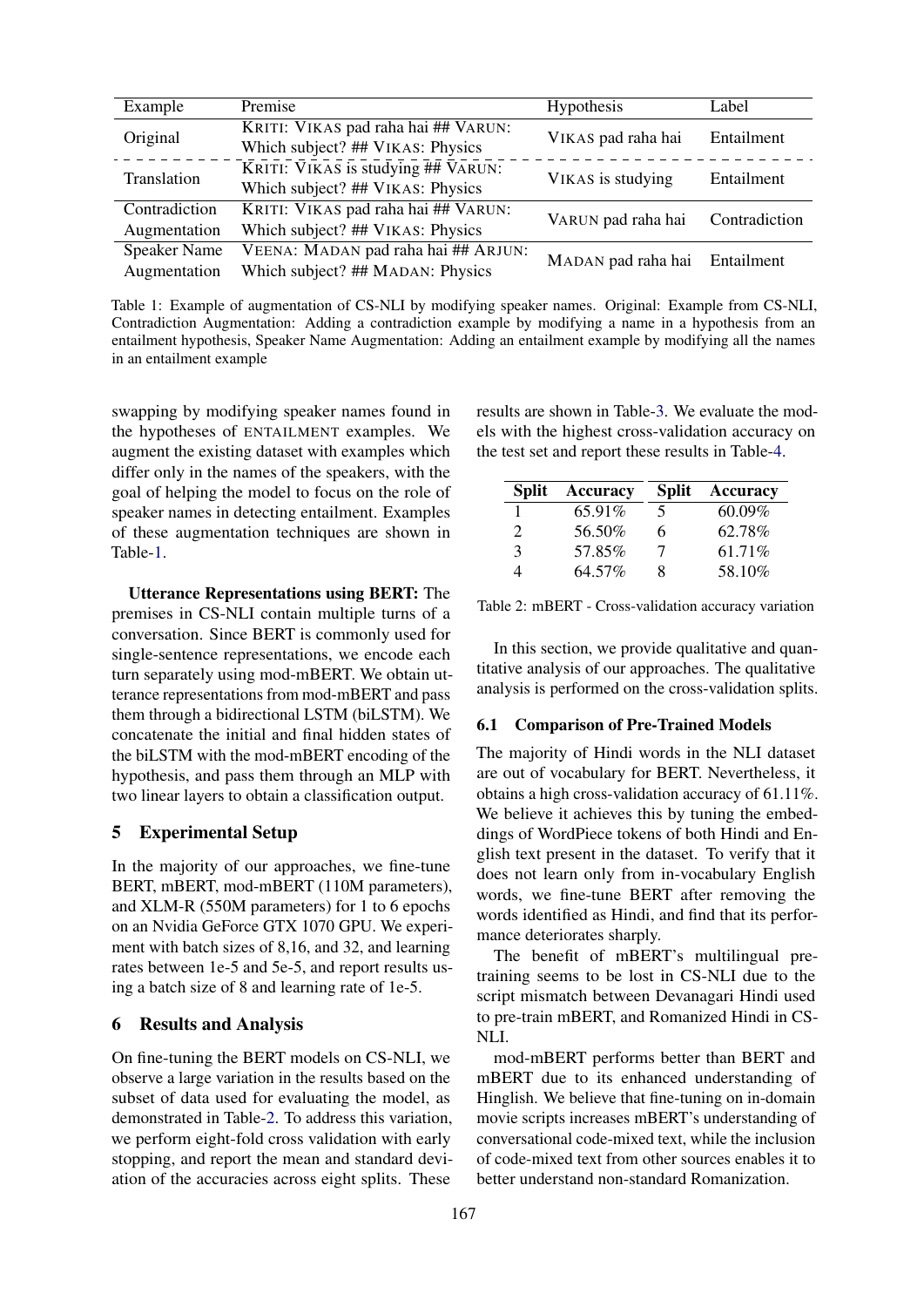| Example | Premise | Hypothesis | Label |
|---|---|---|---|
| Original | KRITI: VIKAS pad raha hai ## VARUN: Which subject? ## VIKAS: Physics | VIKAS pad raha hai | Entailment |
| Translation | KRITI: VIKAS is studying ## VARUN: Which subject? ## VIKAS: Physics | VIKAS is studying | Entailment |
| Contradiction Augmentation | KRITI: VIKAS pad raha hai ## VARUN: Which subject? ## VIKAS: Physics | VARUN pad raha hai | Contradiction |
| Speaker Name Augmentation | VEENA: MADAN pad raha hai ## ARJUN: Which subject? ## MADAN: Physics | MADAN pad raha hai | Entailment |

Table 1: Example of augmentation of CS-NLI by modifying speaker names. Original: Example from CS-NLI, Contradiction Augmentation: Adding a contradiction example by modifying a name in a hypothesis from an entailment hypothesis, Speaker Name Augmentation: Adding an entailment example by modifying all the names in an entailment example

swapping by modifying speaker names found in the hypotheses of ENTAILMENT examples. We augment the existing dataset with examples which differ only in the names of the speakers, with the goal of helping the model to focus on the role of speaker names in detecting entailment. Examples of these augmentation techniques are shown in Table-1.

**Utterance Representations using BERT:** The premises in CS-NLI contain multiple turns of a conversation. Since BERT is commonly used for single-sentence representations, we encode each turn separately using mod-mBERT. We obtain utterance representations from mod-mBERT and pass them through a bidirectional LSTM (biLSTM). We concatenate the initial and final hidden states of the biLSTM with the mod-mBERT encoding of the hypothesis, and pass them through an MLP with two linear layers to obtain a classification output.

## 5 Experimental Setup

In the majority of our approaches, we fine-tune BERT, mBERT, mod-mBERT (110M parameters), and XLM-R (550M parameters) for 1 to 6 epochs on an Nvidia GeForce GTX 1070 GPU. We experiment with batch sizes of 8,16, and 32, and learning rates between 1e-5 and 5e-5, and report results using a batch size of 8 and learning rate of 1e-5.

## 6 Results and Analysis

On fine-tuning the BERT models on CS-NLI, we observe a large variation in the results based on the subset of data used for evaluating the model, as demonstrated in Table-2. To address this variation, we perform eight-fold cross validation with early stopping, and report the mean and standard deviation of the accuracies across eight splits. These results are shown in Table-3. We evaluate the models with the highest cross-validation accuracy on the test set and report these results in Table-4.

| Split | Accuracy | Split | Accuracy |
|---|---|---|---|
| 1 | 65.91% | 5 | 60.09% |
| 2 | 56.50% | 6 | 62.78% |
| 3 | 57.85% | 7 | 61.71% |
| 4 | 64.57% | 8 | 58.10% |

Table 2: mBERT - Cross-validation accuracy variation

In this section, we provide qualitative and quantitative analysis of our approaches. The qualitative analysis is performed on the cross-validation splits.

### 6.1 Comparison of Pre-Trained Models

The majority of Hindi words in the NLI dataset are out of vocabulary for BERT. Nevertheless, it obtains a high cross-validation accuracy of 61.11%. We believe it achieves this by tuning the embeddings of WordPiece tokens of both Hindi and English text present in the dataset. To verify that it does not learn only from in-vocabulary English words, we fine-tune BERT after removing the words identified as Hindi, and find that its performance deteriorates sharply.

The benefit of mBERT's multilingual pretraining seems to be lost in CS-NLI due to the script mismatch between Devanagari Hindi used to pre-train mBERT, and Romanized Hindi in CS-NLI.

mod-mBERT performs better than BERT and mBERT due to its enhanced understanding of Hinglish. We believe that fine-tuning on in-domain movie scripts increases mBERT's understanding of conversational code-mixed text, while the inclusion of code-mixed text from other sources enables it to better understand non-standard Romanization.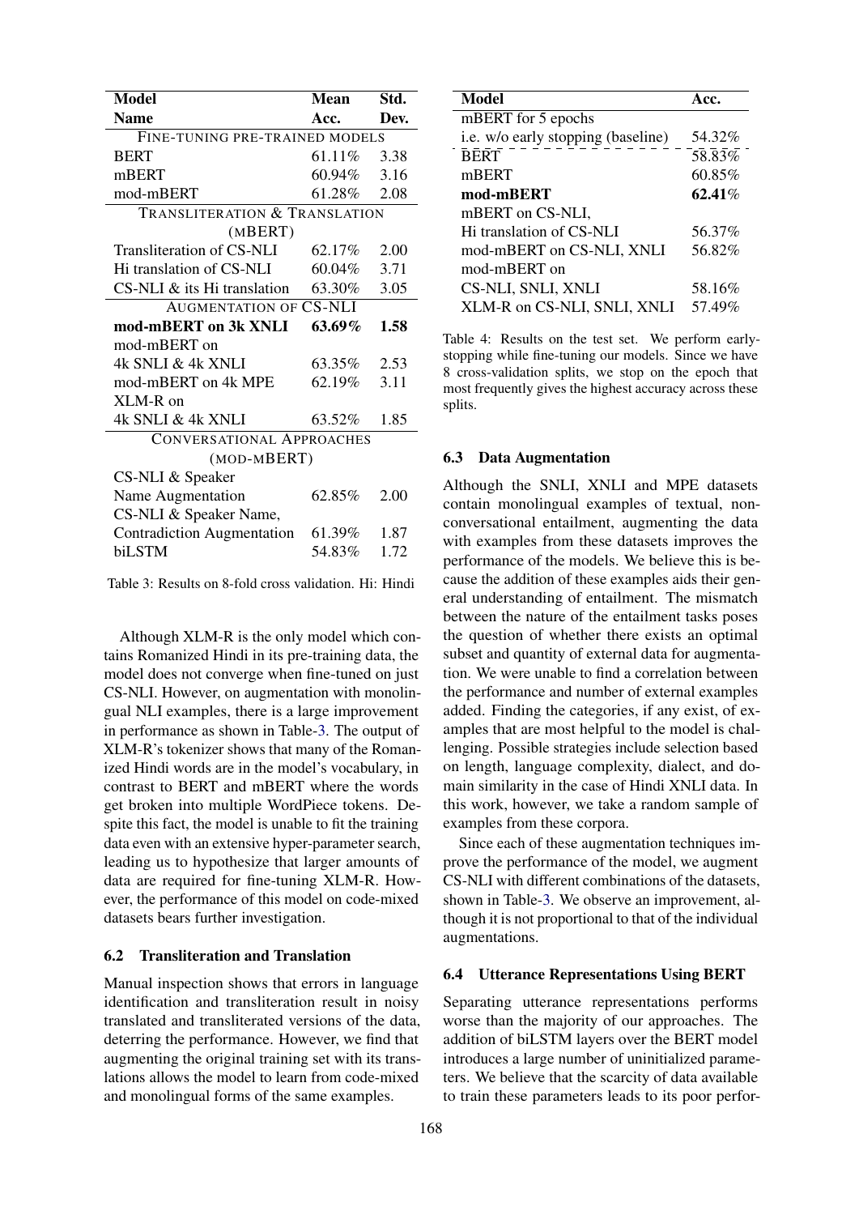| Model Name | Mean Acc. | Std. Dev. |
|---|---|---|
| FINE-TUNING PRE-TRAINED MODELS | | |
| BERT | 61.11% | 3.38 |
| mBERT | 60.94% | 3.16 |
| mod-mBERT | 61.28% | 2.08 |
| TRANSLITERATION & TRANSLATION (MBERT) | | |
| Transliteration of CS-NLI | 62.17% | 2.00 |
| Hi translation of CS-NLI | 60.04% | 3.71 |
| CS-NLI & its Hi translation | 63.30% | 3.05 |
| AUGMENTATION OF CS-NLI | | |
| **mod-mBERT on 3k XNLI** | **63.69%** | **1.58** |
| mod-mBERT on 4k SNLI & 4k XNLI | 63.35% | 2.53 |
| mod-mBERT on 4k MPE | 62.19% | 3.11 |
| XLM-R on 4k SNLI & 4k XNLI | 63.52% | 1.85 |
| CONVERSATIONAL APPROACHES (MOD-MBERT) | | |
| CS-NLI & Speaker Name Augmentation | 62.85% | 2.00 |
| CS-NLI & Speaker Name, Contradiction Augmentation | 61.39% | 1.87 |
| biLSTM | 54.83% | 1.72 |

Table 3: Results on 8-fold cross validation. Hi: Hindi

Although XLM-R is the only model which contains Romanized Hindi in its pre-training data, the model does not converge when fine-tuned on just CS-NLI. However, on augmentation with monolingual NLI examples, there is a large improvement in performance as shown in Table-3. The output of XLM-R's tokenizer shows that many of the Romanized Hindi words are in the model's vocabulary, in contrast to BERT and mBERT where the words get broken into multiple WordPiece tokens. Despite this fact, the model is unable to fit the training data even with an extensive hyper-parameter search, leading us to hypothesize that larger amounts of data are required for fine-tuning XLM-R. However, the performance of this model on code-mixed datasets bears further investigation.

### 6.2 Transliteration and Translation

Manual inspection shows that errors in language identification and transliteration result in noisy translated and transliterated versions of the data, deterring the performance. However, we find that augmenting the original training set with its translations allows the model to learn from code-mixed and monolingual forms of the same examples.

| Model | Acc. |
|---|---|
| mBERT for 5 epochs i.e. w/o early stopping (baseline) | 54.32% |
| BERT | 58.83% |
| mBERT | 60.85% |
| **mod-mBERT** | **62.41%** |
| mBERT on CS-NLI, Hi translation of CS-NLI | 56.37% |
| mod-mBERT on CS-NLI, XNLI | 56.82% |
| mod-mBERT on CS-NLI, SNLI, XNLI | 58.16% |
| XLM-R on CS-NLI, SNLI, XNLI | 57.49% |

Table 4: Results on the test set. We perform early-stopping while fine-tuning our models. Since we have 8 cross-validation splits, we stop on the epoch that most frequently gives the highest accuracy across these splits.

### 6.3 Data Augmentation

Although the SNLI, XNLI and MPE datasets contain monolingual examples of textual, non-conversational entailment, augmenting the data with examples from these datasets improves the performance of the models. We believe this is because the addition of these examples aids their general understanding of entailment. The mismatch between the nature of the entailment tasks poses the question of whether there exists an optimal subset and quantity of external data for augmentation. We were unable to find a correlation between the performance and number of external examples added. Finding the categories, if any exist, of examples that are most helpful to the model is challenging. Possible strategies include selection based on length, language complexity, dialect, and domain similarity in the case of Hindi XNLI data. In this work, however, we take a random sample of examples from these corpora.

Since each of these augmentation techniques improve the performance of the model, we augment CS-NLI with different combinations of the datasets, shown in Table-3. We observe an improvement, although it is not proportional to that of the individual augmentations.

### 6.4 Utterance Representations Using BERT

Separating utterance representations performs worse than the majority of our approaches. The addition of biLSTM layers over the BERT model introduces a large number of uninitialized parameters. We believe that the scarcity of data available to train these parameters leads to its poor perfor-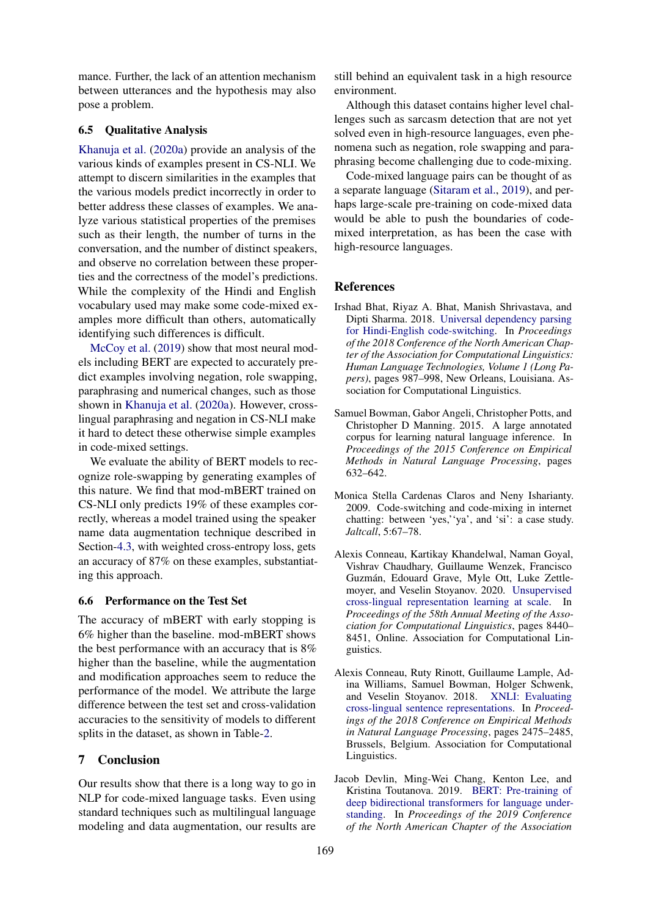mance. Further, the lack of an attention mechanism between utterances and the hypothesis may also pose a problem.

### 6.5 Qualitative Analysis

Khanuja et al. (2020a) provide an analysis of the various kinds of examples present in CS-NLI. We attempt to discern similarities in the examples that the various models predict incorrectly in order to better address these classes of examples. We analyze various statistical properties of the premises such as their length, the number of turns in the conversation, and the number of distinct speakers, and observe no correlation between these properties and the correctness of the model's predictions. While the complexity of the Hindi and English vocabulary used may make some code-mixed examples more difficult than others, automatically identifying such differences is difficult.

McCoy et al. (2019) show that most neural models including BERT are expected to accurately predict examples involving negation, role swapping, paraphrasing and numerical changes, such as those shown in Khanuja et al. (2020a). However, cross-lingual paraphrasing and negation in CS-NLI make it hard to detect these otherwise simple examples in code-mixed settings.

We evaluate the ability of BERT models to recognize role-swapping by generating examples of this nature. We find that mod-mBERT trained on CS-NLI only predicts 19% of these examples correctly, whereas a model trained using the speaker name data augmentation technique described in Section-4.3, with weighted cross-entropy loss, gets an accuracy of 87% on these examples, substantiating this approach.

### 6.6 Performance on the Test Set

The accuracy of mBERT with early stopping is 6% higher than the baseline. mod-mBERT shows the best performance with an accuracy that is 8% higher than the baseline, while the augmentation and modification approaches seem to reduce the performance of the model. We attribute the large difference between the test set and cross-validation accuracies to the sensitivity of models to different splits in the dataset, as shown in Table-2.

## 7 Conclusion

Our results show that there is a long way to go in NLP for code-mixed language tasks. Even using standard techniques such as multilingual language modeling and data augmentation, our results are still behind an equivalent task in a high resource environment.

Although this dataset contains higher level challenges such as sarcasm detection that are not yet solved even in high-resource languages, even phenomena such as negation, role swapping and paraphrasing become challenging due to code-mixing.

Code-mixed language pairs can be thought of as a separate language (Sitaram et al., 2019), and perhaps large-scale pre-training on code-mixed data would be able to push the boundaries of code-mixed interpretation, as has been the case with high-resource languages.

## References

Irshad Bhat, Riyaz A. Bhat, Manish Shrivastava, and Dipti Sharma. 2018. Universal dependency parsing for Hindi-English code-switching. In *Proceedings of the 2018 Conference of the North American Chapter of the Association for Computational Linguistics: Human Language Technologies, Volume 1 (Long Papers)*, pages 987–998, New Orleans, Louisiana. Association for Computational Linguistics.

Samuel Bowman, Gabor Angeli, Christopher Potts, and Christopher D Manning. 2015. A large annotated corpus for learning natural language inference. In *Proceedings of the 2015 Conference on Empirical Methods in Natural Language Processing*, pages 632–642.

Monica Stella Cardenas Claros and Neny Isharianty. 2009. Code-switching and code-mixing in internet chatting: between 'yes,' 'ya', and 'si': a case study. *Jaltcall*, 5:67–78.

Alexis Conneau, Kartikay Khandelwal, Naman Goyal, Vishrav Chaudhary, Guillaume Wenzek, Francisco Guzmán, Edouard Grave, Myle Ott, Luke Zettlemoyer, and Veselin Stoyanov. 2020. Unsupervised cross-lingual representation learning at scale. In *Proceedings of the 58th Annual Meeting of the Association for Computational Linguistics*, pages 8440–8451, Online. Association for Computational Linguistics.

Alexis Conneau, Ruty Rinott, Guillaume Lample, Adina Williams, Samuel Bowman, Holger Schwenk, and Veselin Stoyanov. 2018. XNLI: Evaluating cross-lingual sentence representations. In *Proceedings of the 2018 Conference on Empirical Methods in Natural Language Processing*, pages 2475–2485, Brussels, Belgium. Association for Computational Linguistics.

Jacob Devlin, Ming-Wei Chang, Kenton Lee, and Kristina Toutanova. 2019. BERT: Pre-training of deep bidirectional transformers for language understanding. In *Proceedings of the 2019 Conference of the North American Chapter of the Association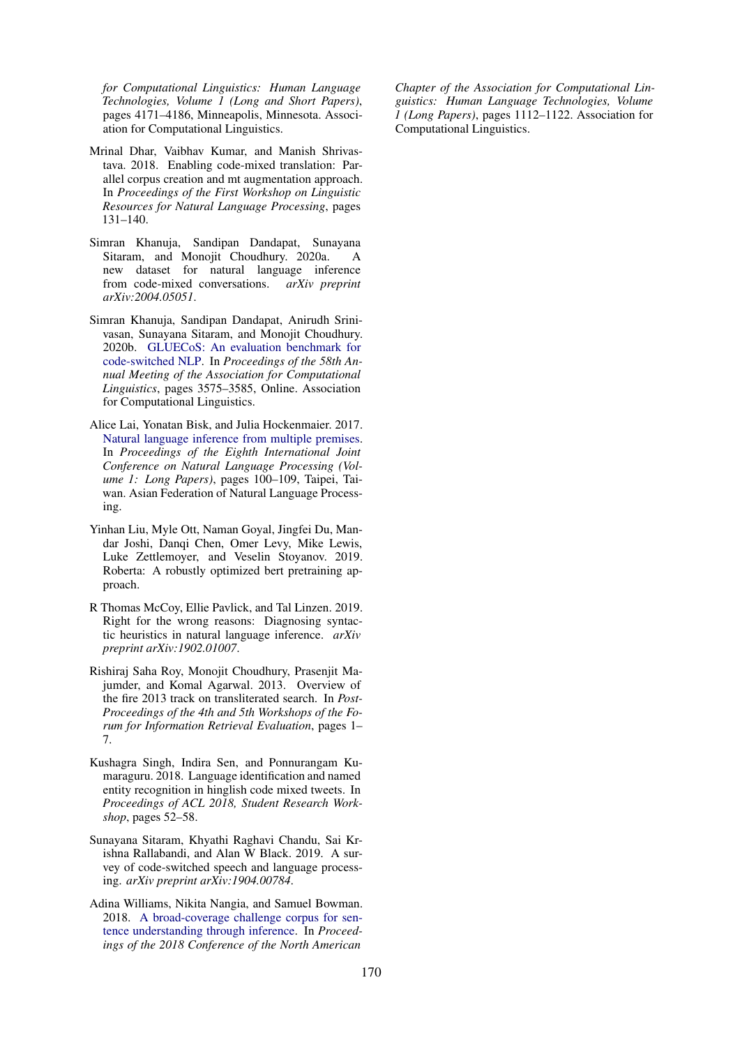*for Computational Linguistics: Human Language Technologies, Volume 1 (Long and Short Papers)*, pages 4171–4186, Minneapolis, Minnesota. Association for Computational Linguistics.

Mrinal Dhar, Vaibhav Kumar, and Manish Shrivastava. 2018. Enabling code-mixed translation: Parallel corpus creation and mt augmentation approach. In *Proceedings of the First Workshop on Linguistic Resources for Natural Language Processing*, pages 131–140.

Simran Khanuja, Sandipan Dandapat, Sunayana Sitaram, and Monojit Choudhury. 2020a. A new dataset for natural language inference from code-mixed conversations. *arXiv preprint arXiv:2004.05051*.

Simran Khanuja, Sandipan Dandapat, Anirudh Srinivasan, Sunayana Sitaram, and Monojit Choudhury. 2020b. GLUECoS: An evaluation benchmark for code-switched NLP. In *Proceedings of the 58th Annual Meeting of the Association for Computational Linguistics*, pages 3575–3585, Online. Association for Computational Linguistics.

Alice Lai, Yonatan Bisk, and Julia Hockenmaier. 2017. Natural language inference from multiple premises. In *Proceedings of the Eighth International Joint Conference on Natural Language Processing (Volume 1: Long Papers)*, pages 100–109, Taipei, Taiwan. Asian Federation of Natural Language Processing.

Yinhan Liu, Myle Ott, Naman Goyal, Jingfei Du, Mandar Joshi, Danqi Chen, Omer Levy, Mike Lewis, Luke Zettlemoyer, and Veselin Stoyanov. 2019. Roberta: A robustly optimized bert pretraining approach.

R Thomas McCoy, Ellie Pavlick, and Tal Linzen. 2019. Right for the wrong reasons: Diagnosing syntactic heuristics in natural language inference. *arXiv preprint arXiv:1902.01007*.

Rishiraj Saha Roy, Monojit Choudhury, Prasenjit Majumder, and Komal Agarwal. 2013. Overview of the fire 2013 track on transliterated search. In *Post-Proceedings of the 4th and 5th Workshops of the Forum for Information Retrieval Evaluation*, pages 1–7.

Kushagra Singh, Indira Sen, and Ponnurangam Kumaraguru. 2018. Language identification and named entity recognition in hinglish code mixed tweets. In *Proceedings of ACL 2018, Student Research Workshop*, pages 52–58.

Sunayana Sitaram, Khyathi Raghavi Chandu, Sai Krishna Rallabandi, and Alan W Black. 2019. A survey of code-switched speech and language processing. *arXiv preprint arXiv:1904.00784*.

Adina Williams, Nikita Nangia, and Samuel Bowman. 2018. A broad-coverage challenge corpus for sentence understanding through inference. In *Proceedings of the 2018 Conference of the North American Chapter of the Association for Computational Linguistics: Human Language Technologies, Volume 1 (Long Papers)*, pages 1112–1122. Association for Computational Linguistics.